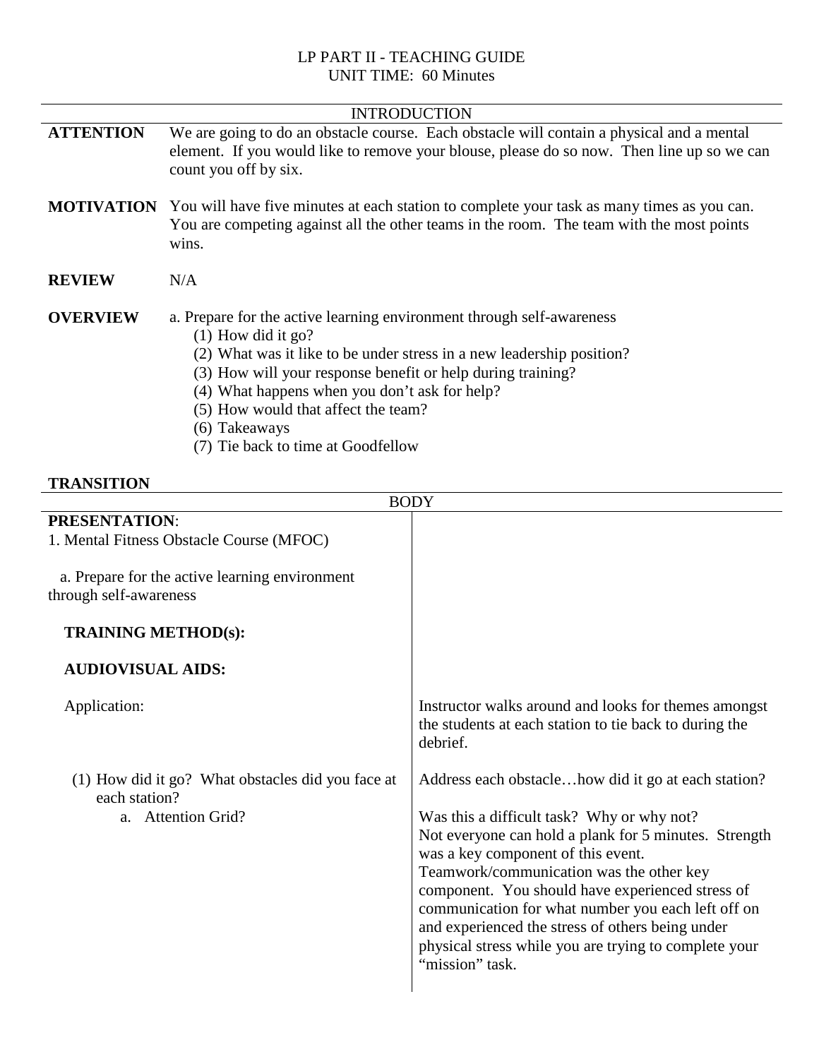# LP PART II - TEACHING GUIDE

UNIT TIME: 60 Minutes

## INTRODUCTION

**ATTENTION** We are going to do an obstacle course. Each obstacle will contain a physical and a mental element. If you would like to remove your blouse, please do so now. Then line up so we can count you off by six.

**MOTIVATION** You will have five minutes at each station to complete your task as many times as you can. You are competing against all the other teams in the room. The team with the most points wins.

**REVIEW** N/A

**OVERVIEW** a. Prepare for the active learning environment through self-awareness

- (1) How did it go?
- (2) What was it like to be under stress in a new leadership position?
- (3) How will your response benefit or help during training?
- (4) What happens when you don't ask for help?
- (5) How would that affect the team?
- (6) Takeaways
- (7) Tie back to time at Goodfellow

**TRANSITION**

## BODY

| | |
|---|---|
| **PRESENTATION**:<br>1. Mental Fitness Obstacle Course (MFOC)<br><br>a. Prepare for the active learning environment through self-awareness<br><br>**TRAINING METHOD(s):**<br><br>**AUDIOVISUAL AIDS:** | |
| Application: | Instructor walks around and looks for themes amongst the students at each station to tie back to during the debrief. |
| (1) How did it go? What obstacles did you face at each station? | Address each obstacle…how did it go at each station? |
| a. Attention Grid? | Was this a difficult task? Why or why not?<br>Not everyone can hold a plank for 5 minutes. Strength was a key component of this event.<br>Teamwork/communication was the other key component. You should have experienced stress of communication for what number you each left off on and experienced the stress of others being under physical stress while you are trying to complete your "mission" task. |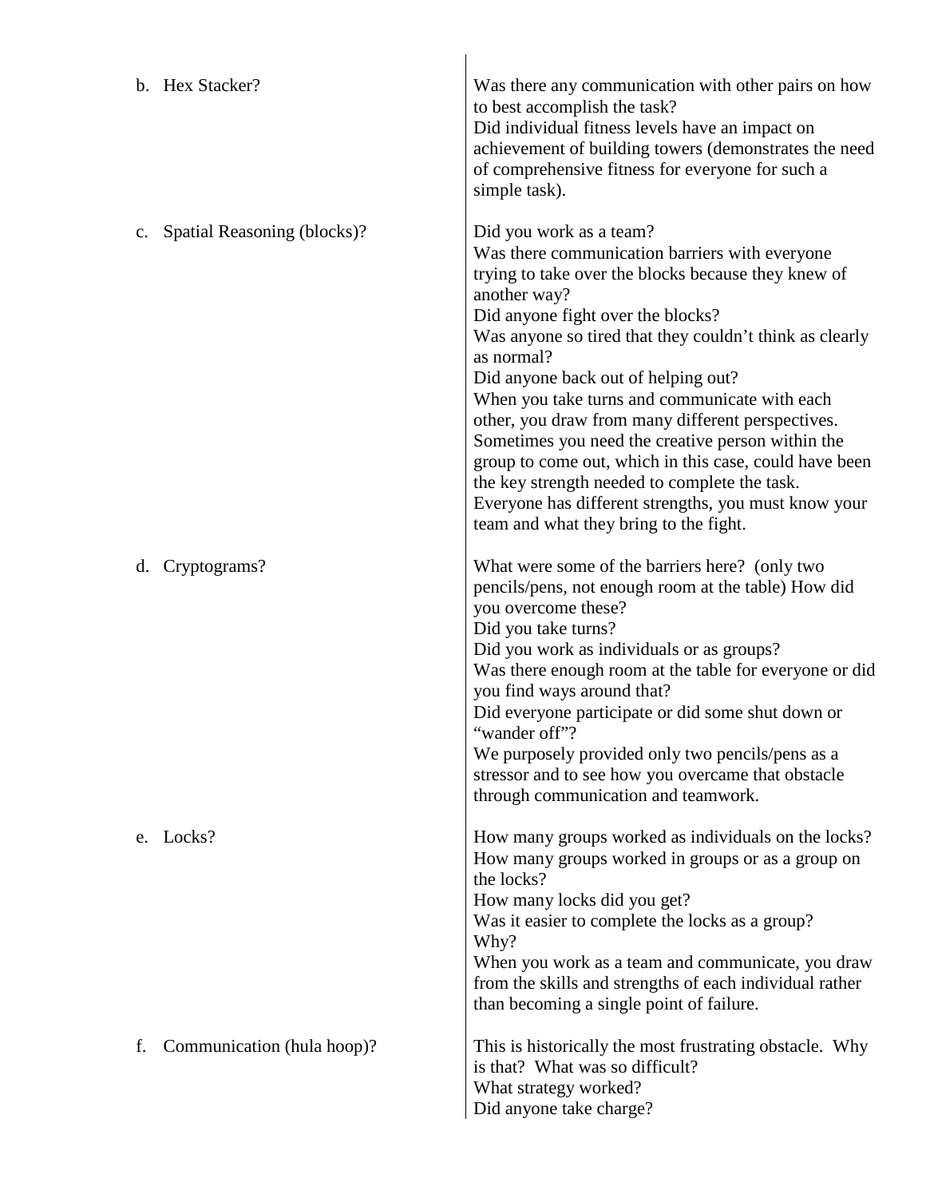| | |
|---|---|
| b. Hex Stacker? | Was there any communication with other pairs on how to best accomplish the task?<br>Did individual fitness levels have an impact on achievement of building towers (demonstrates the need of comprehensive fitness for everyone for such a simple task). |
| c. Spatial Reasoning (blocks)? | Did you work as a team?<br>Was there communication barriers with everyone trying to take over the blocks because they knew of another way?<br>Did anyone fight over the blocks?<br>Was anyone so tired that they couldn't think as clearly as normal?<br>Did anyone back out of helping out?<br>When you take turns and communicate with each other, you draw from many different perspectives. Sometimes you need the creative person within the group to come out, which in this case, could have been the key strength needed to complete the task. Everyone has different strengths, you must know your team and what they bring to the fight. |
| d. Cryptograms? | What were some of the barriers here? (only two pencils/pens, not enough room at the table) How did you overcome these?<br>Did you take turns?<br>Did you work as individuals or as groups?<br>Was there enough room at the table for everyone or did you find ways around that?<br>Did everyone participate or did some shut down or "wander off"?<br>We purposely provided only two pencils/pens as a stressor and to see how you overcame that obstacle through communication and teamwork. |
| e. Locks? | How many groups worked as individuals on the locks?<br>How many groups worked in groups or as a group on the locks?<br>How many locks did you get?<br>Was it easier to complete the locks as a group? Why?<br>When you work as a team and communicate, you draw from the skills and strengths of each individual rather than becoming a single point of failure. |
| f. Communication (hula hoop)? | This is historically the most frustrating obstacle. Why is that? What was so difficult?<br>What strategy worked?<br>Did anyone take charge? |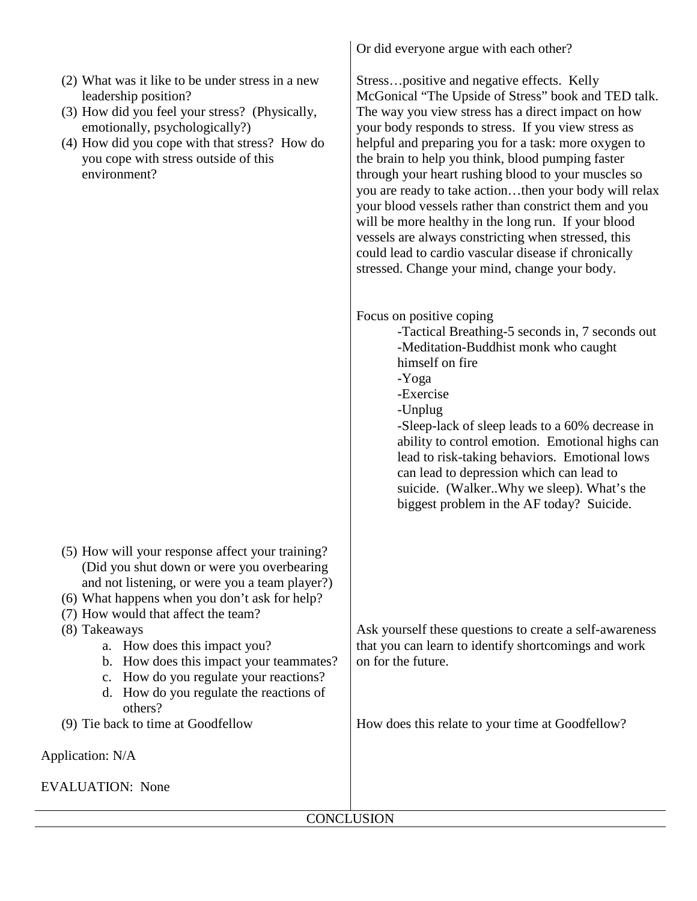| | |
|---|---|
| | Or did everyone argue with each other? |
| (2) What was it like to be under stress in a new leadership position?<br>(3) How did you feel your stress? (Physically, emotionally, psychologically?)<br>(4) How did you cope with that stress? How do you cope with stress outside of this environment? | Stress…positive and negative effects. Kelly McGonical "The Upside of Stress" book and TED talk. The way you view stress has a direct impact on how your body responds to stress. If you view stress as helpful and preparing you for a task: more oxygen to the brain to help you think, blood pumping faster through your heart rushing blood to your muscles so you are ready to take action…then your body will relax your blood vessels rather than constrict them and you will be more healthy in the long run. If your blood vessels are always constricting when stressed, this could lead to cardio vascular disease if chronically stressed. Change your mind, change your body.<br><br>Focus on positive coping<br>-Tactical Breathing-5 seconds in, 7 seconds out<br>-Meditation-Buddhist monk who caught himself on fire<br>-Yoga<br>-Exercise<br>-Unplug<br>-Sleep-lack of sleep leads to a 60% decrease in ability to control emotion. Emotional highs can lead to risk-taking behaviors. Emotional lows can lead to depression which can lead to suicide. (Walker..Why we sleep). What's the biggest problem in the AF today? Suicide. |
| (5) How will your response affect your training? (Did you shut down or were you overbearing and not listening, or were you a team player?)<br>(6) What happens when you don't ask for help?<br>(7) How would that affect the team?<br>(8) Takeaways<br>a. How does this impact you?<br>b. How does this impact your teammates?<br>c. How do you regulate your reactions?<br>d. How do you regulate the reactions of others? | Ask yourself these questions to create a self-awareness that you can learn to identify shortcomings and work on for the future. |
| (9) Tie back to time at Goodfellow | How does this relate to your time at Goodfellow? |
| Application: N/A | |
| EVALUATION: None | |

CONCLUSION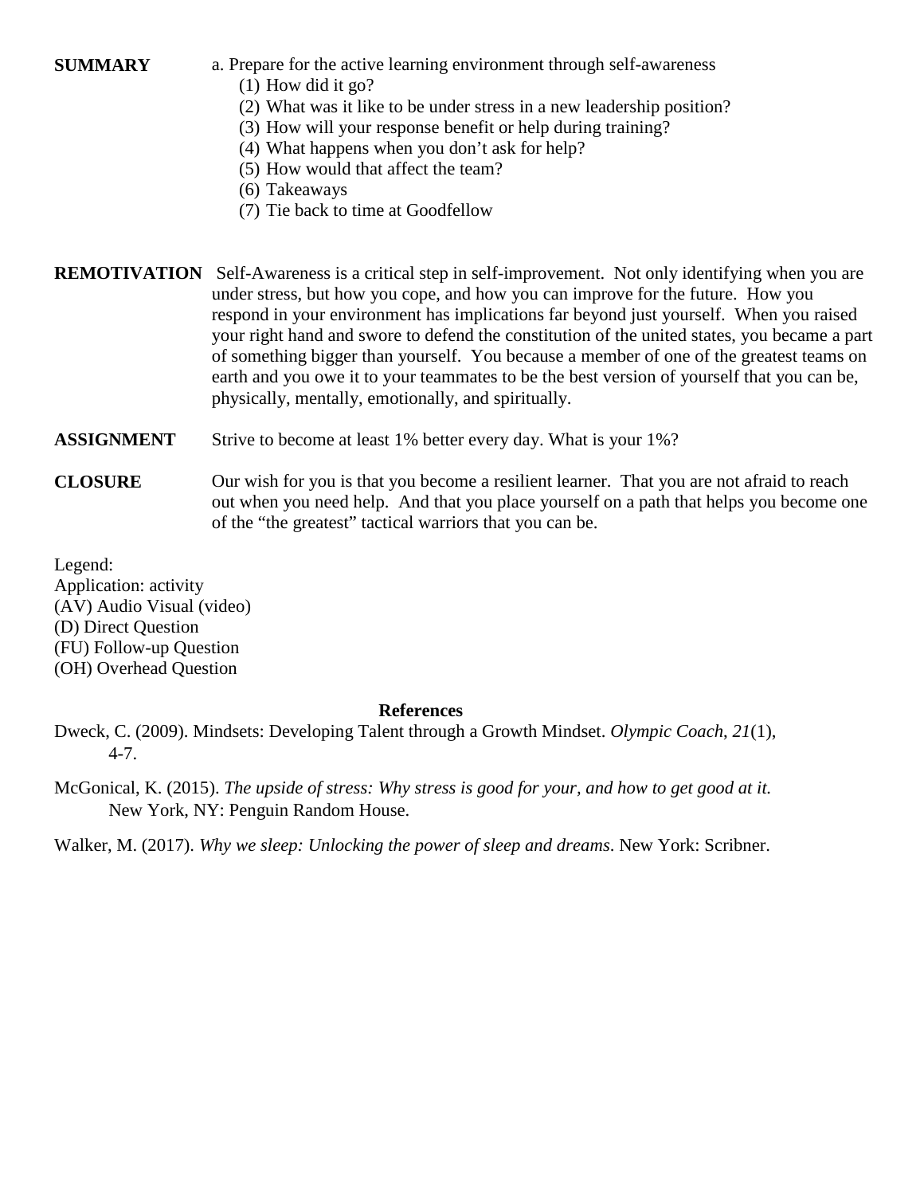**SUMMARY** a. Prepare for the active learning environment through self-awareness

(1) How did it go?
(2) What was it like to be under stress in a new leadership position?
(3) How will your response benefit or help during training?
(4) What happens when you don't ask for help?
(5) How would that affect the team?
(6) Takeaways
(7) Tie back to time at Goodfellow

**REMOTIVATION** Self-Awareness is a critical step in self-improvement. Not only identifying when you are under stress, but how you cope, and how you can improve for the future. How you respond in your environment has implications far beyond just yourself. When you raised your right hand and swore to defend the constitution of the united states, you became a part of something bigger than yourself. You because a member of one of the greatest teams on earth and you owe it to your teammates to be the best version of yourself that you can be, physically, mentally, emotionally, and spiritually.

**ASSIGNMENT** Strive to become at least 1% better every day. What is your 1%?

**CLOSURE** Our wish for you is that you become a resilient learner. That you are not afraid to reach out when you need help. And that you place yourself on a path that helps you become one of the "the greatest" tactical warriors that you can be.

Legend:
Application: activity
(AV) Audio Visual (video)
(D) Direct Question
(FU) Follow-up Question
(OH) Overhead Question

**References**

Dweck, C. (2009). Mindsets: Developing Talent through a Growth Mindset. *Olympic Coach, 21*(1), 4-7.

McGonical, K. (2015). *The upside of stress: Why stress is good for your, and how to get good at it.* New York, NY: Penguin Random House.

Walker, M. (2017). *Why we sleep: Unlocking the power of sleep and dreams*. New York: Scribner.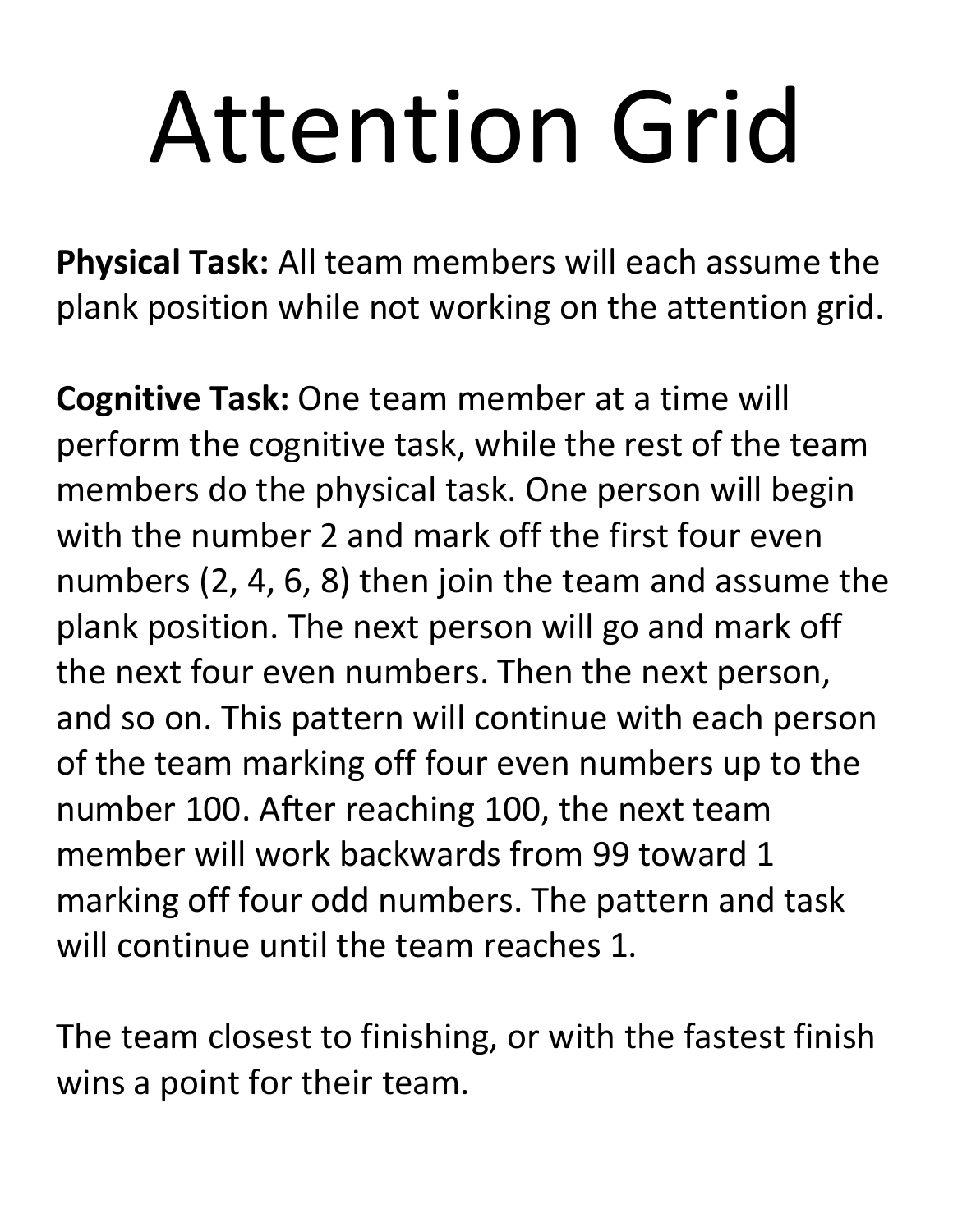# Attention Grid

**Physical Task:** All team members will each assume the plank position while not working on the attention grid.

**Cognitive Task:** One team member at a time will perform the cognitive task, while the rest of the team members do the physical task. One person will begin with the number 2 and mark off the first four even numbers (2, 4, 6, 8) then join the team and assume the plank position. The next person will go and mark off the next four even numbers. Then the next person, and so on. This pattern will continue with each person of the team marking off four even numbers up to the number 100. After reaching 100, the next team member will work backwards from 99 toward 1 marking off four odd numbers. The pattern and task will continue until the team reaches 1.

The team closest to finishing, or with the fastest finish wins a point for their team.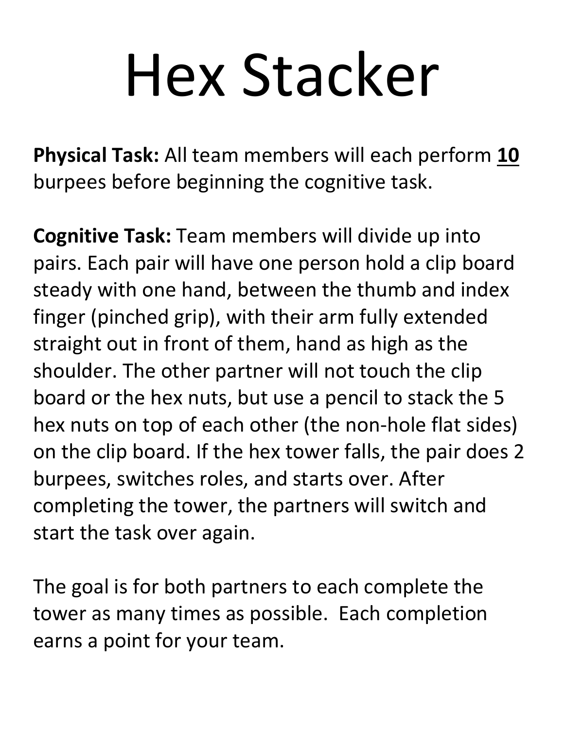# Hex Stacker

**Physical Task:** All team members will each perform <u>**10**</u> burpees before beginning the cognitive task.

**Cognitive Task:** Team members will divide up into pairs. Each pair will have one person hold a clip board steady with one hand, between the thumb and index finger (pinched grip), with their arm fully extended straight out in front of them, hand as high as the shoulder. The other partner will not touch the clip board or the hex nuts, but use a pencil to stack the 5 hex nuts on top of each other (the non-hole flat sides) on the clip board. If the hex tower falls, the pair does 2 burpees, switches roles, and starts over. After completing the tower, the partners will switch and start the task over again.

The goal is for both partners to each complete the tower as many times as possible. Each completion earns a point for your team.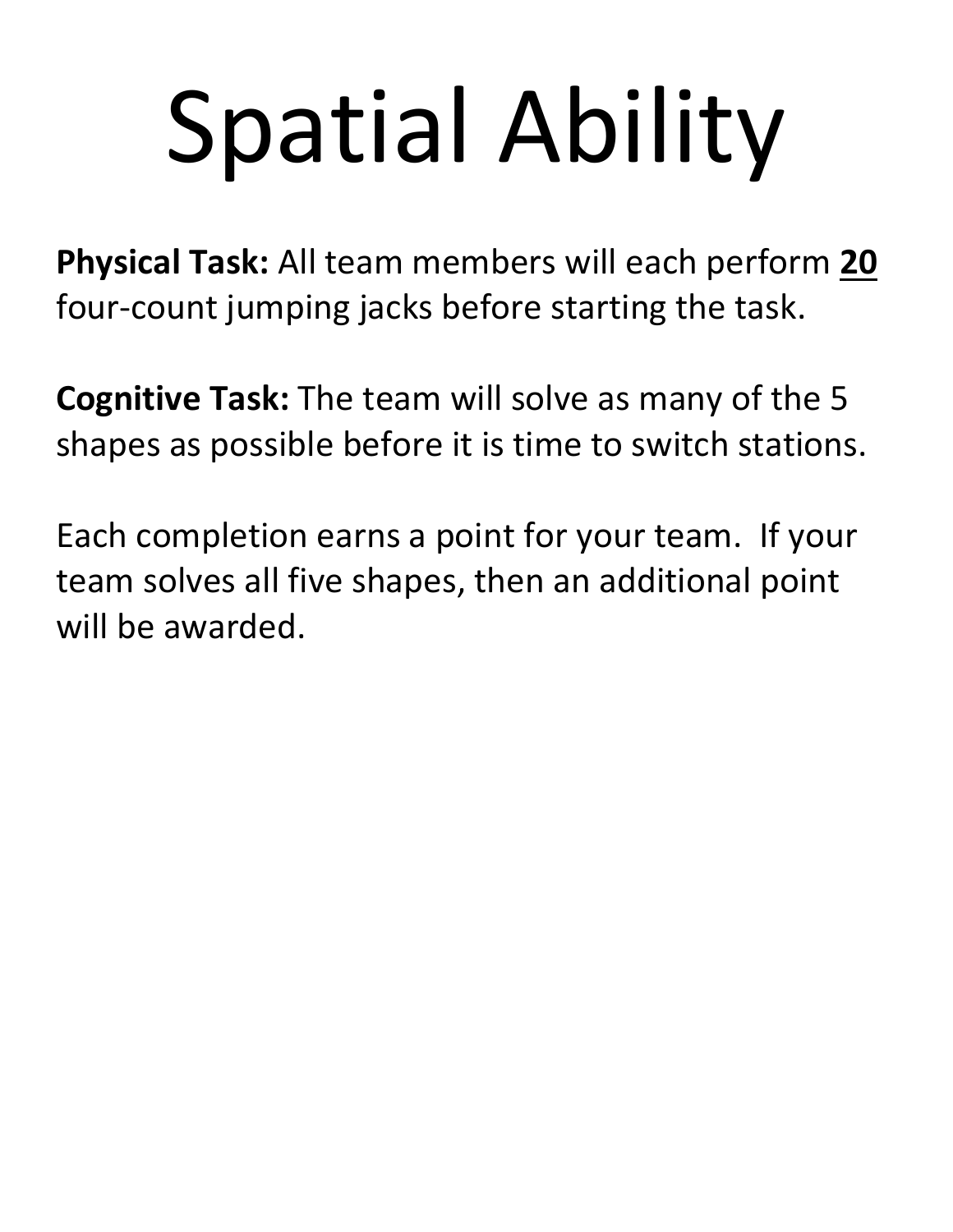# Spatial Ability

**Physical Task:** All team members will each perform **<u>20</u>** four-count jumping jacks before starting the task.

**Cognitive Task:** The team will solve as many of the 5 shapes as possible before it is time to switch stations.

Each completion earns a point for your team. If your team solves all five shapes, then an additional point will be awarded.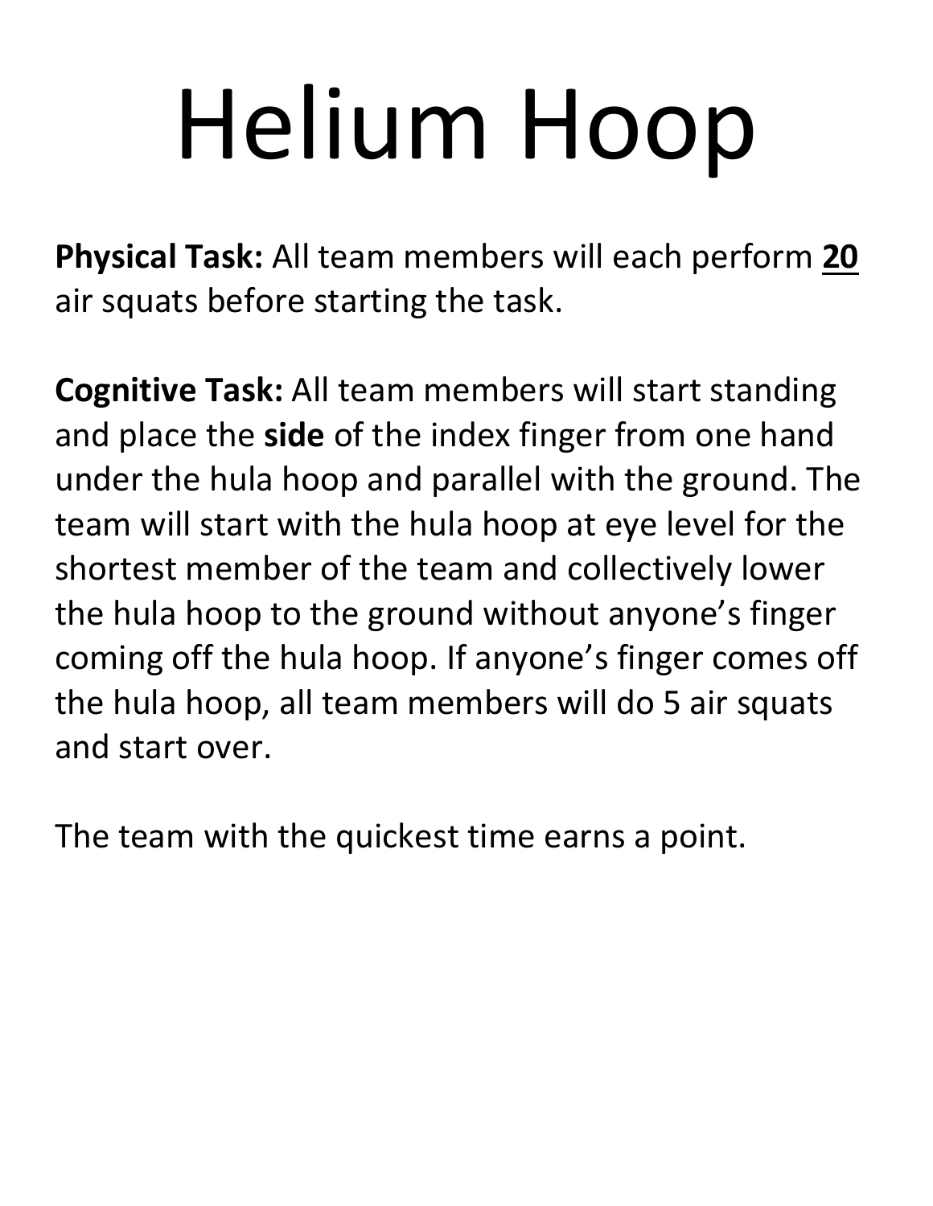# Helium Hoop

**Physical Task:** All team members will each perform **20** air squats before starting the task.

**Cognitive Task:** All team members will start standing and place the **side** of the index finger from one hand under the hula hoop and parallel with the ground. The team will start with the hula hoop at eye level for the shortest member of the team and collectively lower the hula hoop to the ground without anyone's finger coming off the hula hoop. If anyone's finger comes off the hula hoop, all team members will do 5 air squats and start over.

The team with the quickest time earns a point.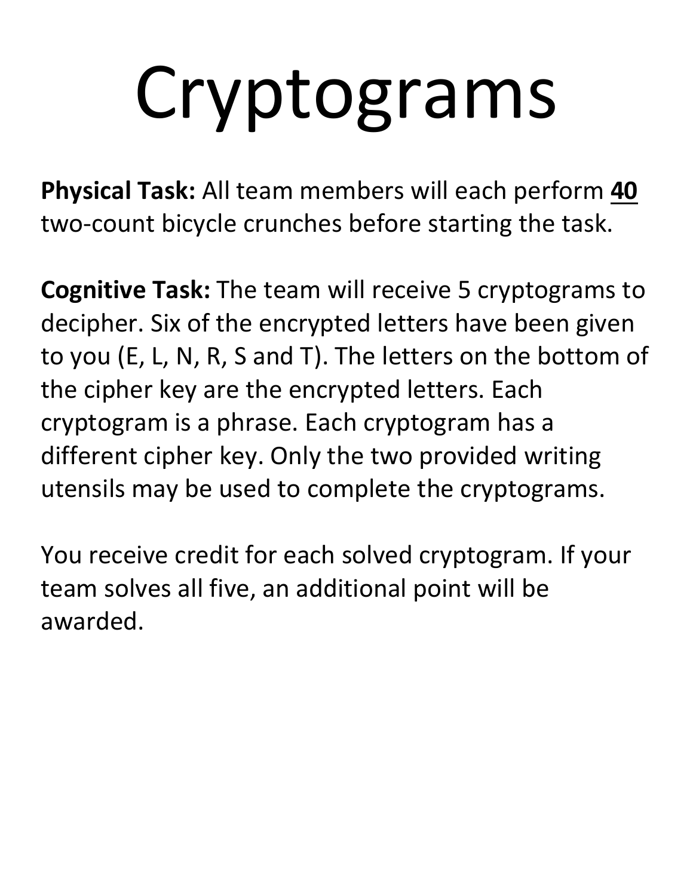# Cryptograms

**Physical Task:** All team members will each perform **40** two-count bicycle crunches before starting the task.

**Cognitive Task:** The team will receive 5 cryptograms to decipher. Six of the encrypted letters have been given to you (E, L, N, R, S and T). The letters on the bottom of the cipher key are the encrypted letters. Each cryptogram is a phrase. Each cryptogram has a different cipher key. Only the two provided writing utensils may be used to complete the cryptograms.

You receive credit for each solved cryptogram. If your team solves all five, an additional point will be awarded.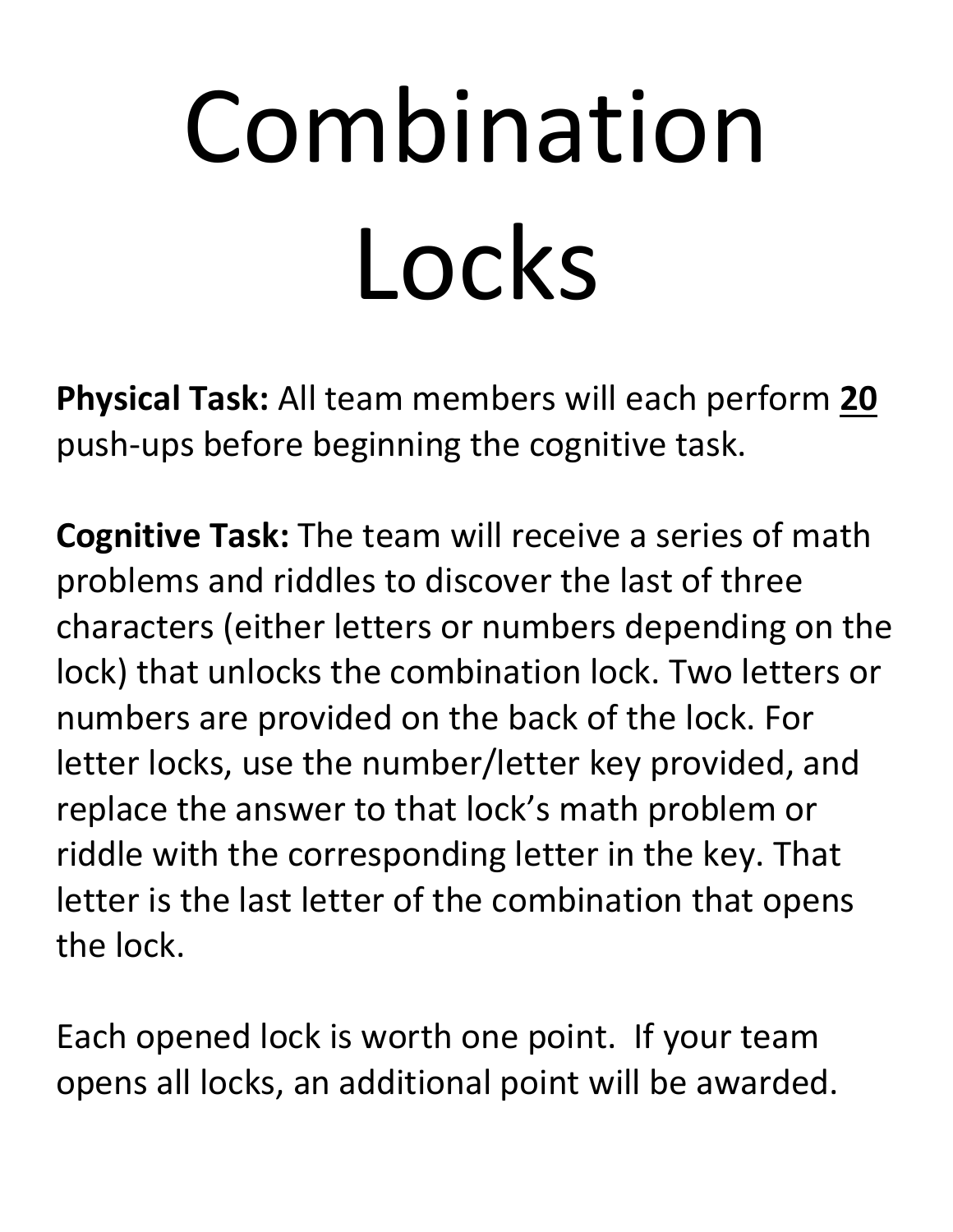# Combination Locks

**Physical Task:** All team members will each perform **20** push-ups before beginning the cognitive task.

**Cognitive Task:** The team will receive a series of math problems and riddles to discover the last of three characters (either letters or numbers depending on the lock) that unlocks the combination lock. Two letters or numbers are provided on the back of the lock. For letter locks, use the number/letter key provided, and replace the answer to that lock's math problem or riddle with the corresponding letter in the key. That letter is the last letter of the combination that opens the lock.

Each opened lock is worth one point. If your team opens all locks, an additional point will be awarded.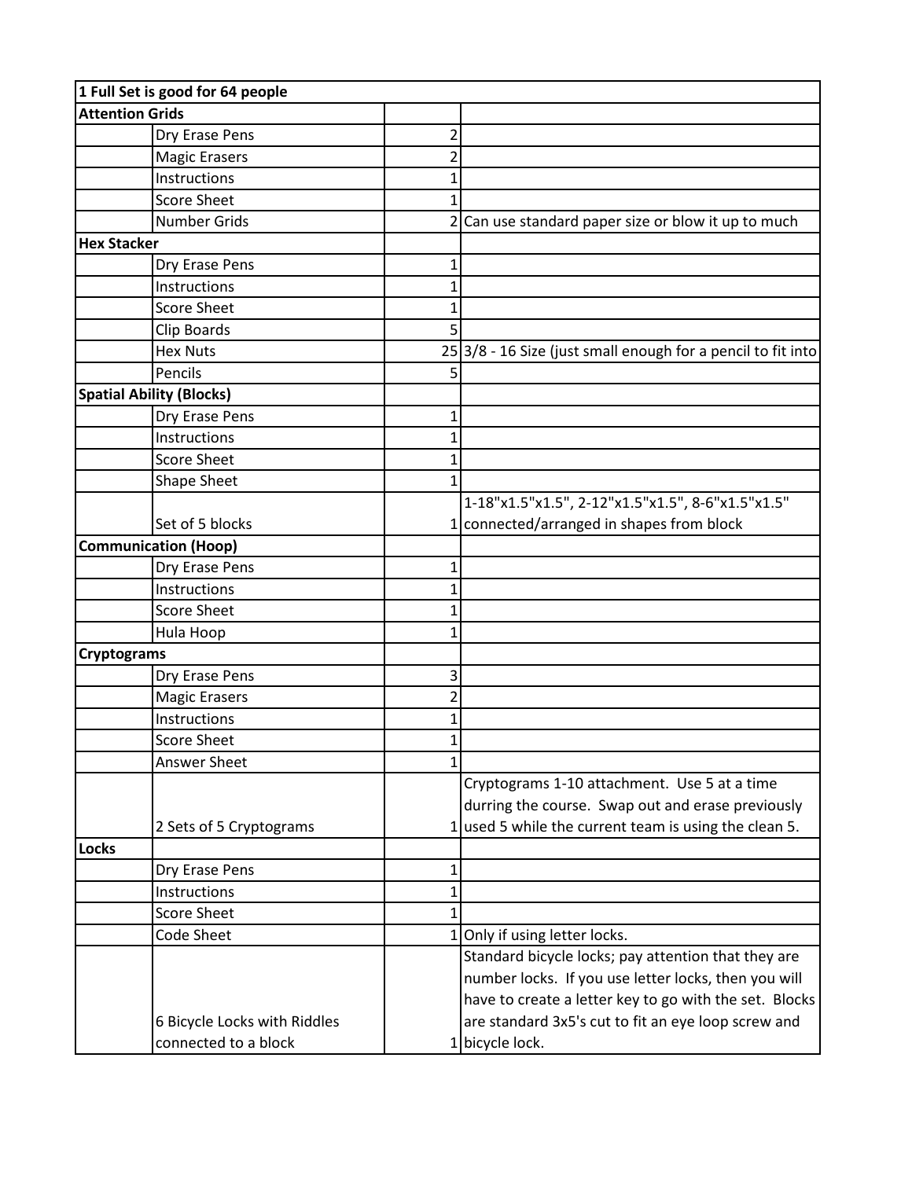| 1 Full Set is good for 64 people | | | |
|---|---|---|---|
| **Attention Grids** | | | |
| | Dry Erase Pens | 2 | |
| | Magic Erasers | 2 | |
| | Instructions | 1 | |
| | Score Sheet | 1 | |
| | Number Grids | 2 | Can use standard paper size or blow it up to much |
| **Hex Stacker** | | | |
| | Dry Erase Pens | 1 | |
| | Instructions | 1 | |
| | Score Sheet | 1 | |
| | Clip Boards | 5 | |
| | Hex Nuts | 25 | 3/8 - 16 Size (just small enough for a pencil to fit into |
| | Pencils | 5 | |
| **Spatial Ability (Blocks)** | | | |
| | Dry Erase Pens | 1 | |
| | Instructions | 1 | |
| | Score Sheet | 1 | |
| | Shape Sheet | 1 | |
| | Set of 5 blocks | 1 | 1-18"x1.5"x1.5", 2-12"x1.5"x1.5", 8-6"x1.5"x1.5" connected/arranged in shapes from block |
| **Communication (Hoop)** | | | |
| | Dry Erase Pens | 1 | |
| | Instructions | 1 | |
| | Score Sheet | 1 | |
| | Hula Hoop | 1 | |
| **Cryptograms** | | | |
| | Dry Erase Pens | 3 | |
| | Magic Erasers | 2 | |
| | Instructions | 1 | |
| | Score Sheet | 1 | |
| | Answer Sheet | 1 | |
| | 2 Sets of 5 Cryptograms | 1 | Cryptograms 1-10 attachment. Use 5 at a time durring the course. Swap out and erase previously used 5 while the current team is using the clean 5. |
| **Locks** | | | |
| | Dry Erase Pens | 1 | |
| | Instructions | 1 | |
| | Score Sheet | 1 | |
| | Code Sheet | 1 | Only if using letter locks. |
| | 6 Bicycle Locks with Riddles connected to a block | 1 | Standard bicycle locks; pay attention that they are number locks. If you use letter locks, then you will have to create a letter key to go with the set. Blocks are standard 3x5's cut to fit an eye loop screw and bicycle lock. |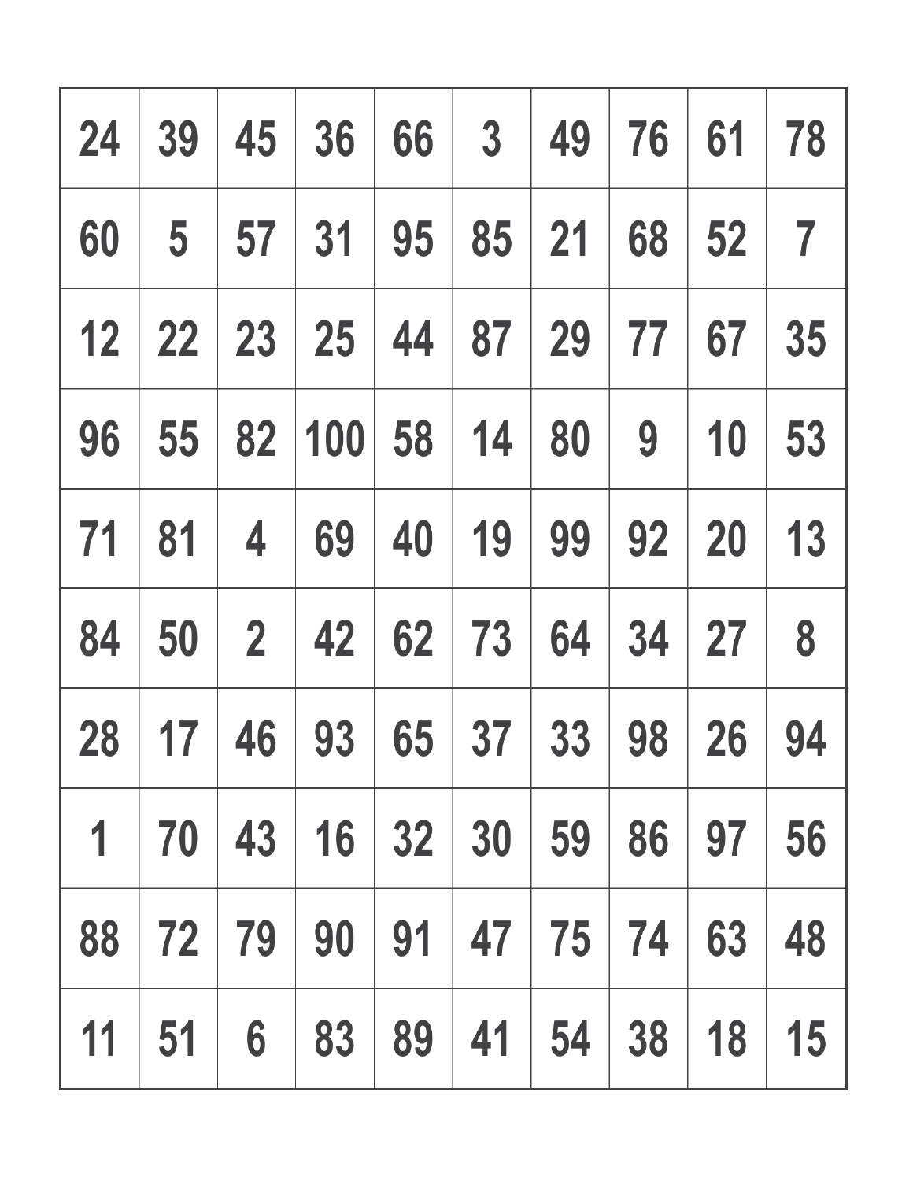| 24 | 39 | 45 | 36 | 66 | 3 | 49 | 76 | 61 | 78 |
|---|---|---|---|---|---|---|---|---|---|
| 60 | 5 | 57 | 31 | 95 | 85 | 21 | 68 | 52 | 7 |
| 12 | 22 | 23 | 25 | 44 | 87 | 29 | 77 | 67 | 35 |
| 96 | 55 | 82 | 100 | 58 | 14 | 80 | 9 | 10 | 53 |
| 71 | 81 | 4 | 69 | 40 | 19 | 99 | 92 | 20 | 13 |
| 84 | 50 | 2 | 42 | 62 | 73 | 64 | 34 | 27 | 8 |
| 28 | 17 | 46 | 93 | 65 | 37 | 33 | 98 | 26 | 94 |
| 1 | 70 | 43 | 16 | 32 | 30 | 59 | 86 | 97 | 56 |
| 88 | 72 | 79 | 90 | 91 | 47 | 75 | 74 | 63 | 48 |
| 11 | 51 | 6 | 83 | 89 | 41 | 54 | 38 | 18 | 15 |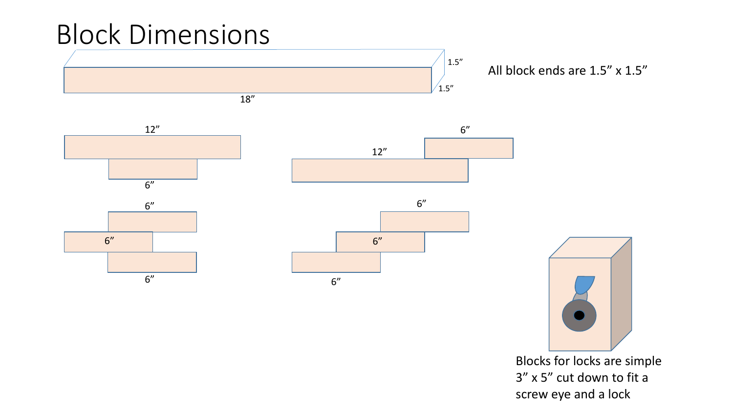# Block Dimensions

1.5”

1.5”

18”

All block ends are 1.5” x 1.5”

12”

6”

6”

12”

6”

6”

6”

6”

6”

6”

6”

Blocks for locks are simple 3” x 5” cut down to fit a screw eye and a lock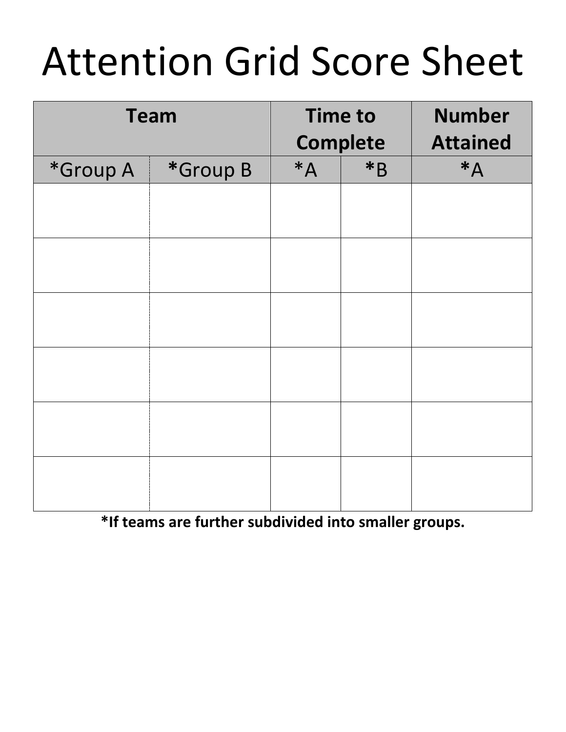# Attention Grid Score Sheet

| Team | | Time to Complete | | Number Attained |
|---|---|---|---|---|
| *Group A | *Group B | *A | *B | *A |
| | | | | |
| | | | | |
| | | | | |
| | | | | |
| | | | | |
| | | | | |

**\*If teams are further subdivided into smaller groups.**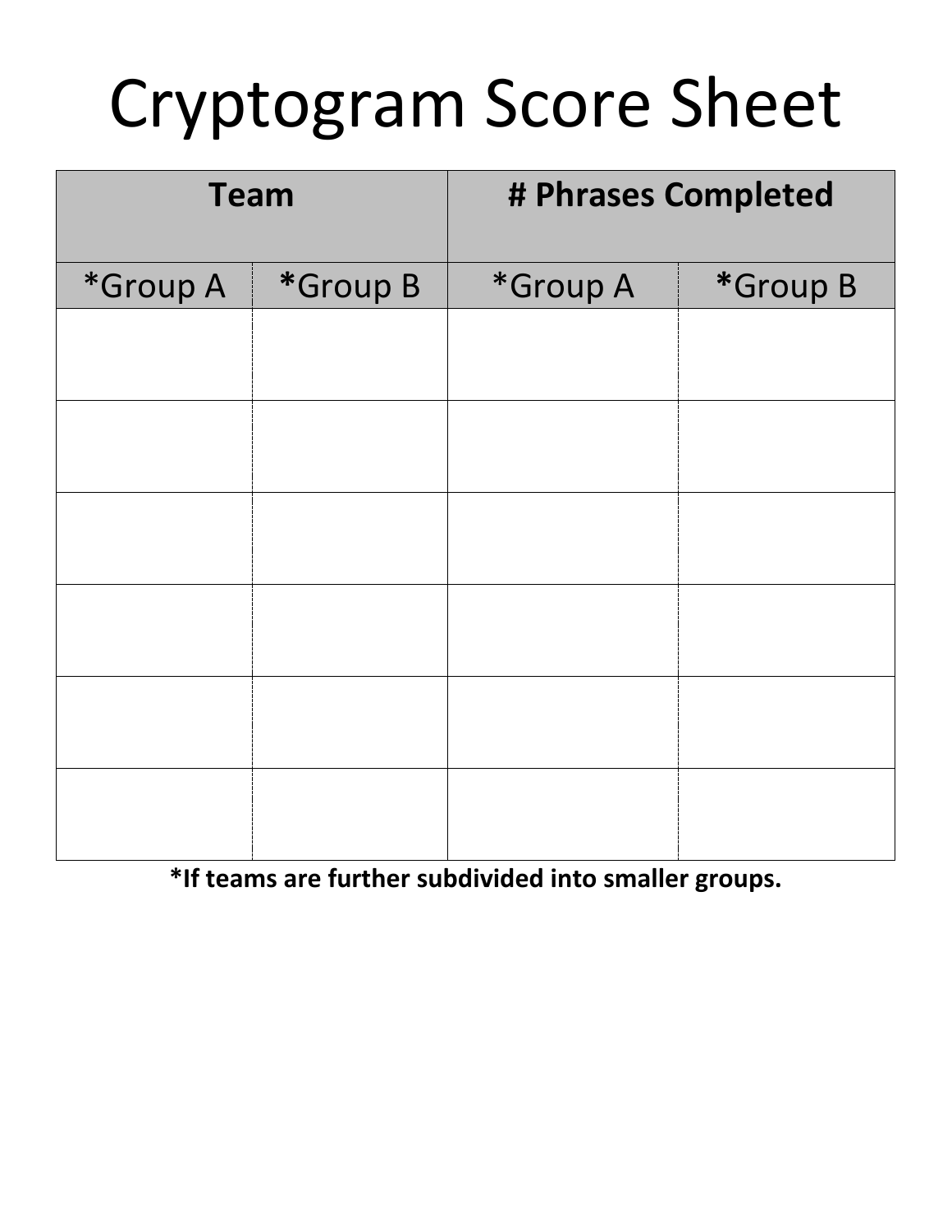# Cryptogram Score Sheet

| **Team** | | **# Phrases Completed** | |
|---|---|---|---|
| *Group A | ***Group B** | *Group A | ***Group B** |
| | | | |
| | | | |
| | | | |
| | | | |
| | | | |
| | | | |

***If teams are further subdivided into smaller groups.**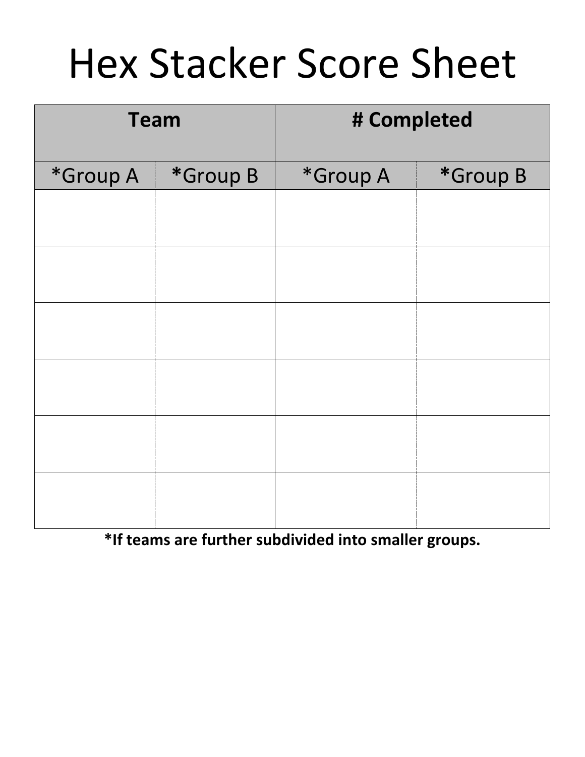# Hex Stacker Score Sheet

| Team | | # Completed | |
|---|---|---|---|
| *Group A | *Group B | *Group A | *Group B |
| | | | |
| | | | |
| | | | |
| | | | |
| | | | |
| | | | |

**\*If teams are further subdivided into smaller groups.**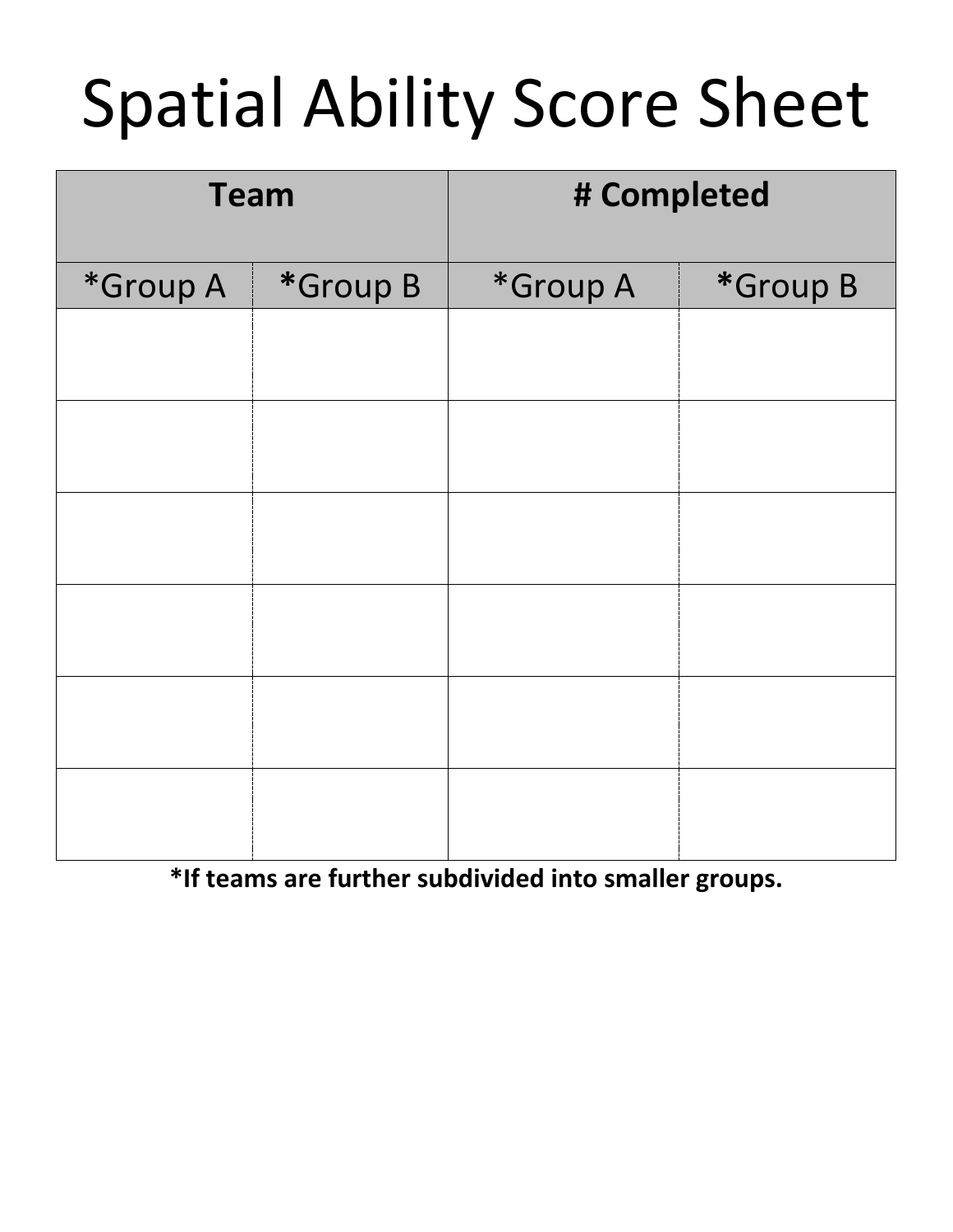# Spatial Ability Score Sheet

| Team | | # Completed | |
|---|---|---|---|
| *Group A | *Group B | *Group A | *Group B |
| | | | |
| | | | |
| | | | |
| | | | |
| | | | |
| | | | |

**\*If teams are further subdivided into smaller groups.**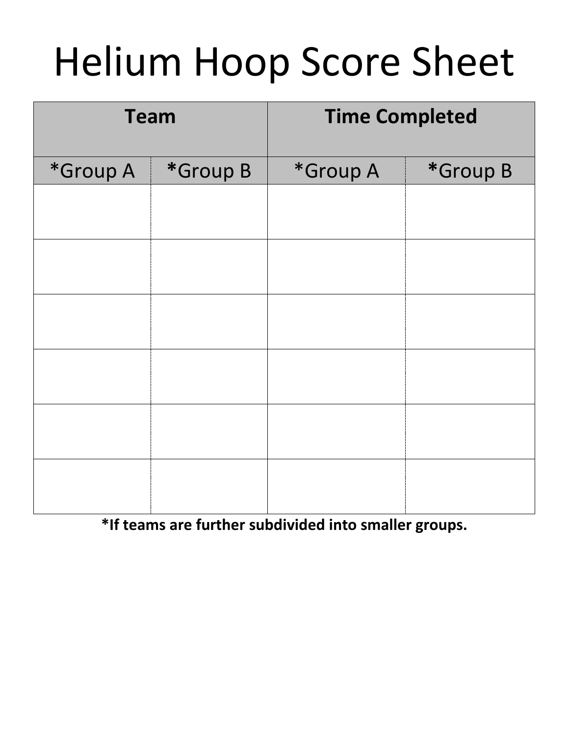# Helium Hoop Score Sheet

| **Team** | | **Time Completed** | |
|---|---|---|---|
| *Group A | ***Group B** | *Group A | ***Group B** |
| | | | |
| | | | |
| | | | |
| | | | |
| | | | |
| | | | |

***If teams are further subdivided into smaller groups.**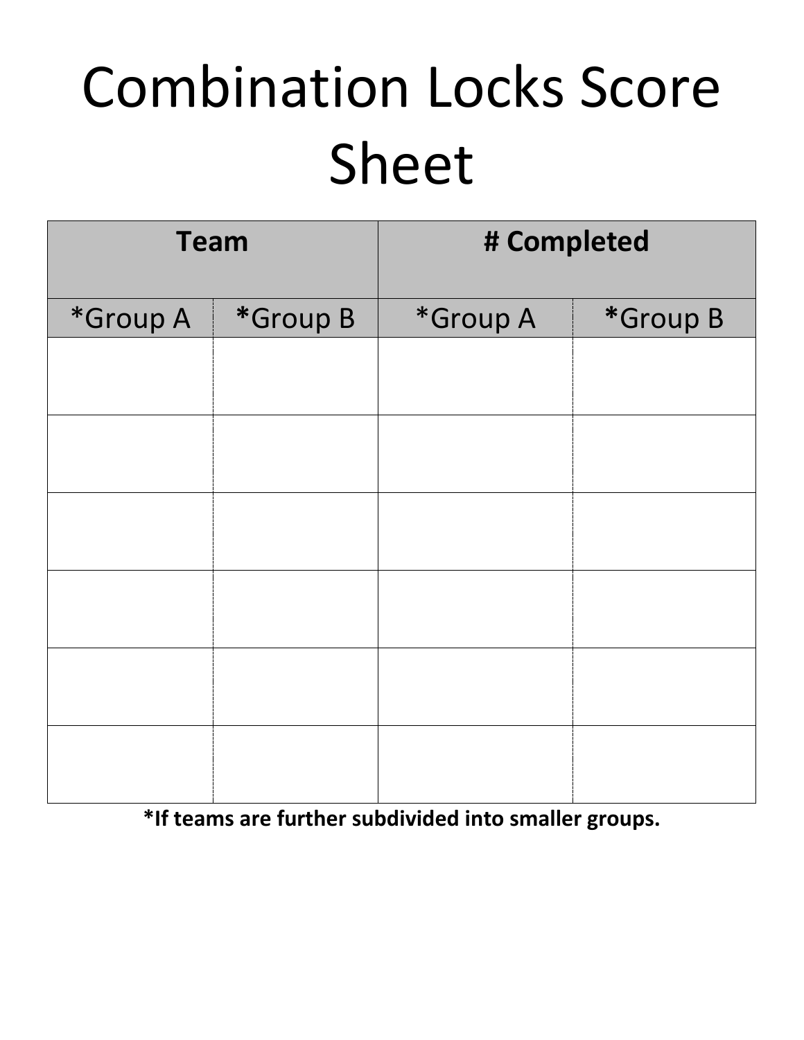# Combination Locks Score Sheet

| **Team** | | **# Completed** | |
| --- | --- | --- | --- |
| *Group A | ***Group B** | *Group A | ***Group B** |
| | | | |
| | | | |
| | | | |
| | | | |
| | | | |
| | | | |

**\*If teams are further subdivided into smaller groups.**